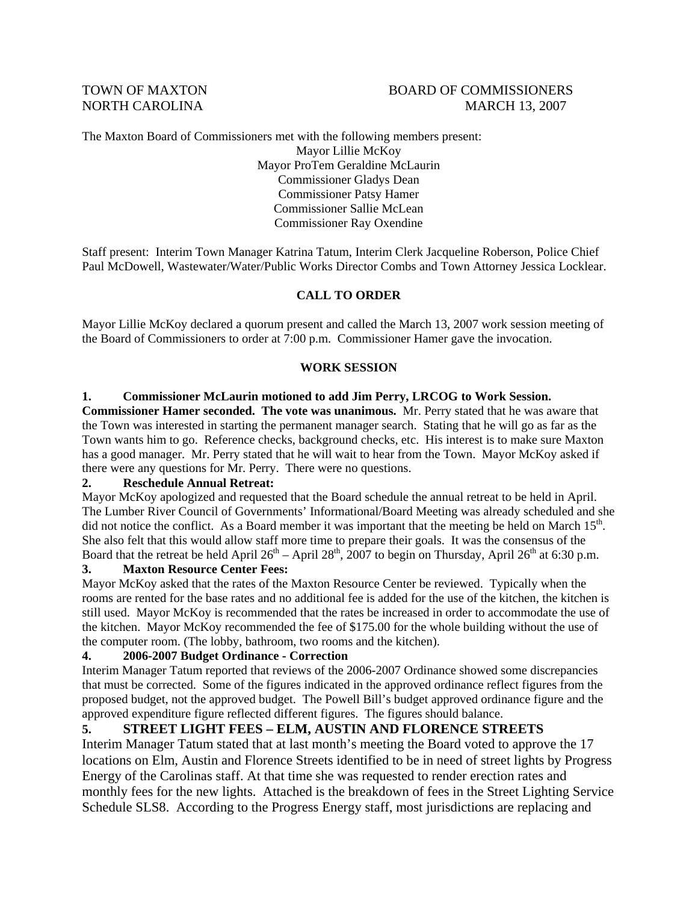TOWN OF MAXTON
NORTH CAROLINA

BOARD OF COMMISSIONERS
MARCH 13, 2007

The Maxton Board of Commissioners met with the following members present:

Mayor Lillie McKoy
Mayor ProTem Geraldine McLaurin
Commissioner Gladys Dean
Commissioner Patsy Hamer
Commissioner Sallie McLean
Commissioner Ray Oxendine

Staff present: Interim Town Manager Katrina Tatum, Interim Clerk Jacqueline Roberson, Police Chief Paul McDowell, Wastewater/Water/Public Works Director Combs and Town Attorney Jessica Locklear.

## CALL TO ORDER

Mayor Lillie McKoy declared a quorum present and called the March 13, 2007 work session meeting of the Board of Commissioners to order at 7:00 p.m. Commissioner Hamer gave the invocation.

## WORK SESSION

**1. Commissioner McLaurin motioned to add Jim Perry, LRCOG to Work Session. Commissioner Hamer seconded. The vote was unanimous.** Mr. Perry stated that he was aware that the Town was interested in starting the permanent manager search. Stating that he will go as far as the Town wants him to go. Reference checks, background checks, etc. His interest is to make sure Maxton has a good manager. Mr. Perry stated that he will wait to hear from the Town. Mayor McKoy asked if there were any questions for Mr. Perry. There were no questions.

**2. Reschedule Annual Retreat:**

Mayor McKoy apologized and requested that the Board schedule the annual retreat to be held in April. The Lumber River Council of Governments' Informational/Board Meeting was already scheduled and she did not notice the conflict. As a Board member it was important that the meeting be held on March 15th. She also felt that this would allow staff more time to prepare their goals. It was the consensus of the Board that the retreat be held April 26th – April 28th, 2007 to begin on Thursday, April 26th at 6:30 p.m.

**3. Maxton Resource Center Fees:**

Mayor McKoy asked that the rates of the Maxton Resource Center be reviewed. Typically when the rooms are rented for the base rates and no additional fee is added for the use of the kitchen, the kitchen is still used. Mayor McKoy is recommended that the rates be increased in order to accommodate the use of the kitchen. Mayor McKoy recommended the fee of $175.00 for the whole building without the use of the computer room. (The lobby, bathroom, two rooms and the kitchen).

**4. 2006-2007 Budget Ordinance - Correction**

Interim Manager Tatum reported that reviews of the 2006-2007 Ordinance showed some discrepancies that must be corrected. Some of the figures indicated in the approved ordinance reflect figures from the proposed budget, not the approved budget. The Powell Bill's budget approved ordinance figure and the approved expenditure figure reflected different figures. The figures should balance.

**5. STREET LIGHT FEES – ELM, AUSTIN AND FLORENCE STREETS**

Interim Manager Tatum stated that at last month's meeting the Board voted to approve the 17 locations on Elm, Austin and Florence Streets identified to be in need of street lights by Progress Energy of the Carolinas staff. At that time she was requested to render erection rates and monthly fees for the new lights. Attached is the breakdown of fees in the Street Lighting Service Schedule SLS8. According to the Progress Energy staff, most jurisdictions are replacing and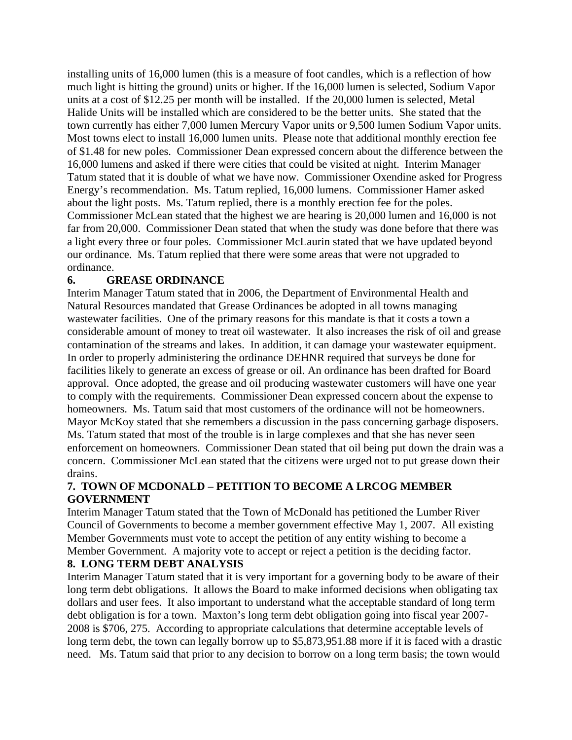installing units of 16,000 lumen (this is a measure of foot candles, which is a reflection of how much light is hitting the ground) units or higher. If the 16,000 lumen is selected, Sodium Vapor units at a cost of $12.25 per month will be installed. If the 20,000 lumen is selected, Metal Halide Units will be installed which are considered to be the better units. She stated that the town currently has either 7,000 lumen Mercury Vapor units or 9,500 lumen Sodium Vapor units. Most towns elect to install 16,000 lumen units. Please note that additional monthly erection fee of $1.48 for new poles. Commissioner Dean expressed concern about the difference between the 16,000 lumens and asked if there were cities that could be visited at night. Interim Manager Tatum stated that it is double of what we have now. Commissioner Oxendine asked for Progress Energy's recommendation. Ms. Tatum replied, 16,000 lumens. Commissioner Hamer asked about the light posts. Ms. Tatum replied, there is a monthly erection fee for the poles. Commissioner McLean stated that the highest we are hearing is 20,000 lumen and 16,000 is not far from 20,000. Commissioner Dean stated that when the study was done before that there was a light every three or four poles. Commissioner McLaurin stated that we have updated beyond our ordinance. Ms. Tatum replied that there were some areas that were not upgraded to ordinance.

**6. GREASE ORDINANCE**

Interim Manager Tatum stated that in 2006, the Department of Environmental Health and Natural Resources mandated that Grease Ordinances be adopted in all towns managing wastewater facilities. One of the primary reasons for this mandate is that it costs a town a considerable amount of money to treat oil wastewater. It also increases the risk of oil and grease contamination of the streams and lakes. In addition, it can damage your wastewater equipment. In order to properly administering the ordinance DEHNR required that surveys be done for facilities likely to generate an excess of grease or oil. An ordinance has been drafted for Board approval. Once adopted, the grease and oil producing wastewater customers will have one year to comply with the requirements. Commissioner Dean expressed concern about the expense to homeowners. Ms. Tatum said that most customers of the ordinance will not be homeowners. Mayor McKoy stated that she remembers a discussion in the pass concerning garbage disposers. Ms. Tatum stated that most of the trouble is in large complexes and that she has never seen enforcement on homeowners. Commissioner Dean stated that oil being put down the drain was a concern. Commissioner McLean stated that the citizens were urged not to put grease down their drains.

**7. TOWN OF MCDONALD – PETITION TO BECOME A LRCOG MEMBER GOVERNMENT**

Interim Manager Tatum stated that the Town of McDonald has petitioned the Lumber River Council of Governments to become a member government effective May 1, 2007. All existing Member Governments must vote to accept the petition of any entity wishing to become a Member Government. A majority vote to accept or reject a petition is the deciding factor.

**8. LONG TERM DEBT ANALYSIS**

Interim Manager Tatum stated that it is very important for a governing body to be aware of their long term debt obligations. It allows the Board to make informed decisions when obligating tax dollars and user fees. It also important to understand what the acceptable standard of long term debt obligation is for a town. Maxton's long term debt obligation going into fiscal year 2007-2008 is $706, 275. According to appropriate calculations that determine acceptable levels of long term debt, the town can legally borrow up to $5,873,951.88 more if it is faced with a drastic need. Ms. Tatum said that prior to any decision to borrow on a long term basis; the town would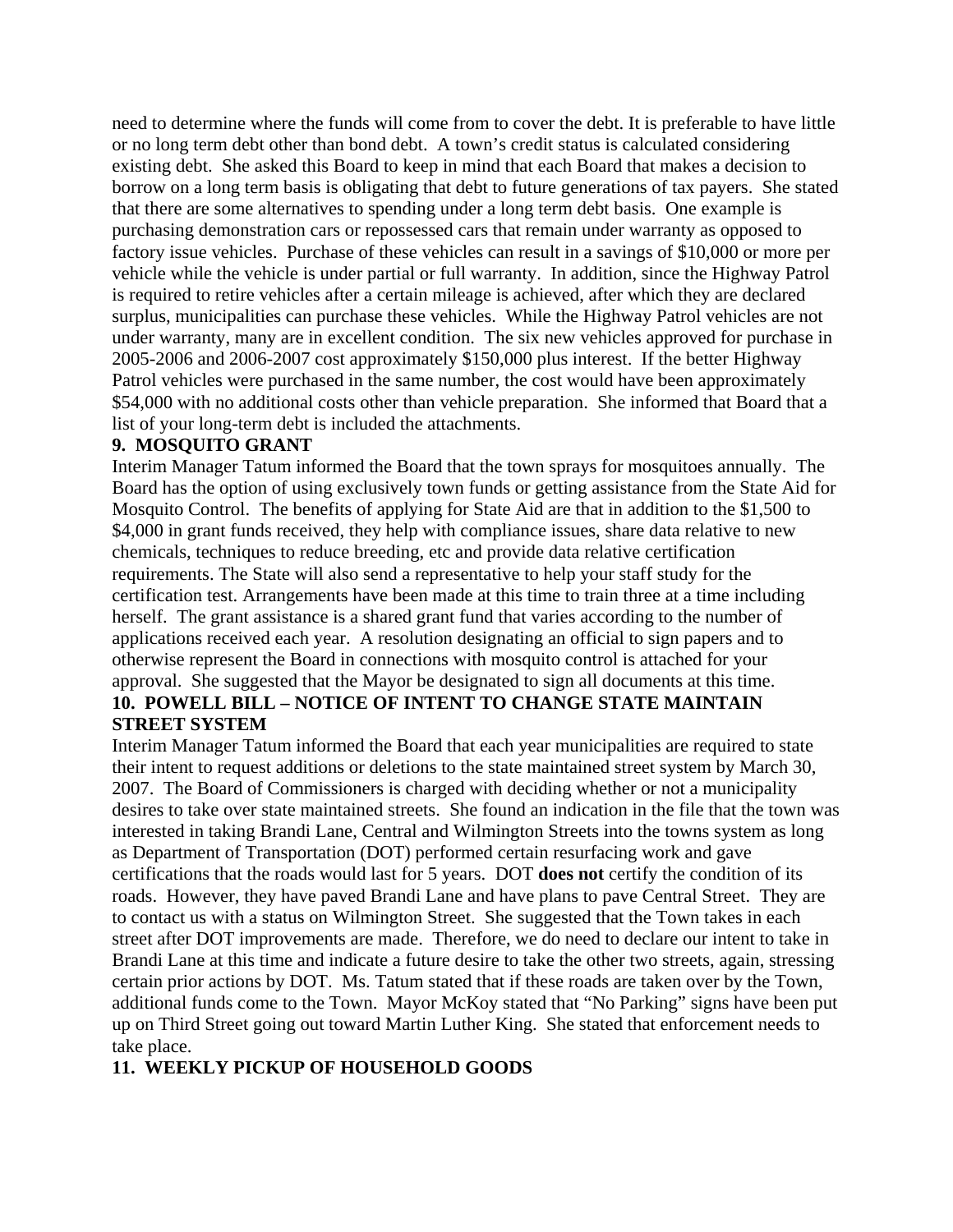need to determine where the funds will come from to cover the debt. It is preferable to have little or no long term debt other than bond debt. A town's credit status is calculated considering existing debt. She asked this Board to keep in mind that each Board that makes a decision to borrow on a long term basis is obligating that debt to future generations of tax payers. She stated that there are some alternatives to spending under a long term debt basis. One example is purchasing demonstration cars or repossessed cars that remain under warranty as opposed to factory issue vehicles. Purchase of these vehicles can result in a savings of $10,000 or more per vehicle while the vehicle is under partial or full warranty. In addition, since the Highway Patrol is required to retire vehicles after a certain mileage is achieved, after which they are declared surplus, municipalities can purchase these vehicles. While the Highway Patrol vehicles are not under warranty, many are in excellent condition. The six new vehicles approved for purchase in 2005-2006 and 2006-2007 cost approximately $150,000 plus interest. If the better Highway Patrol vehicles were purchased in the same number, the cost would have been approximately $54,000 with no additional costs other than vehicle preparation. She informed that Board that a list of your long-term debt is included the attachments.

**9. MOSQUITO GRANT**

Interim Manager Tatum informed the Board that the town sprays for mosquitoes annually. The Board has the option of using exclusively town funds or getting assistance from the State Aid for Mosquito Control. The benefits of applying for State Aid are that in addition to the $1,500 to $4,000 in grant funds received, they help with compliance issues, share data relative to new chemicals, techniques to reduce breeding, etc and provide data relative certification requirements. The State will also send a representative to help your staff study for the certification test. Arrangements have been made at this time to train three at a time including herself. The grant assistance is a shared grant fund that varies according to the number of applications received each year. A resolution designating an official to sign papers and to otherwise represent the Board in connections with mosquito control is attached for your approval. She suggested that the Mayor be designated to sign all documents at this time.

**10. POWELL BILL – NOTICE OF INTENT TO CHANGE STATE MAINTAIN STREET SYSTEM**

Interim Manager Tatum informed the Board that each year municipalities are required to state their intent to request additions or deletions to the state maintained street system by March 30, 2007. The Board of Commissioners is charged with deciding whether or not a municipality desires to take over state maintained streets. She found an indication in the file that the town was interested in taking Brandi Lane, Central and Wilmington Streets into the towns system as long as Department of Transportation (DOT) performed certain resurfacing work and gave certifications that the roads would last for 5 years. DOT **does not** certify the condition of its roads. However, they have paved Brandi Lane and have plans to pave Central Street. They are to contact us with a status on Wilmington Street. She suggested that the Town takes in each street after DOT improvements are made. Therefore, we do need to declare our intent to take in Brandi Lane at this time and indicate a future desire to take the other two streets, again, stressing certain prior actions by DOT. Ms. Tatum stated that if these roads are taken over by the Town, additional funds come to the Town. Mayor McKoy stated that "No Parking" signs have been put up on Third Street going out toward Martin Luther King. She stated that enforcement needs to take place.

**11. WEEKLY PICKUP OF HOUSEHOLD GOODS**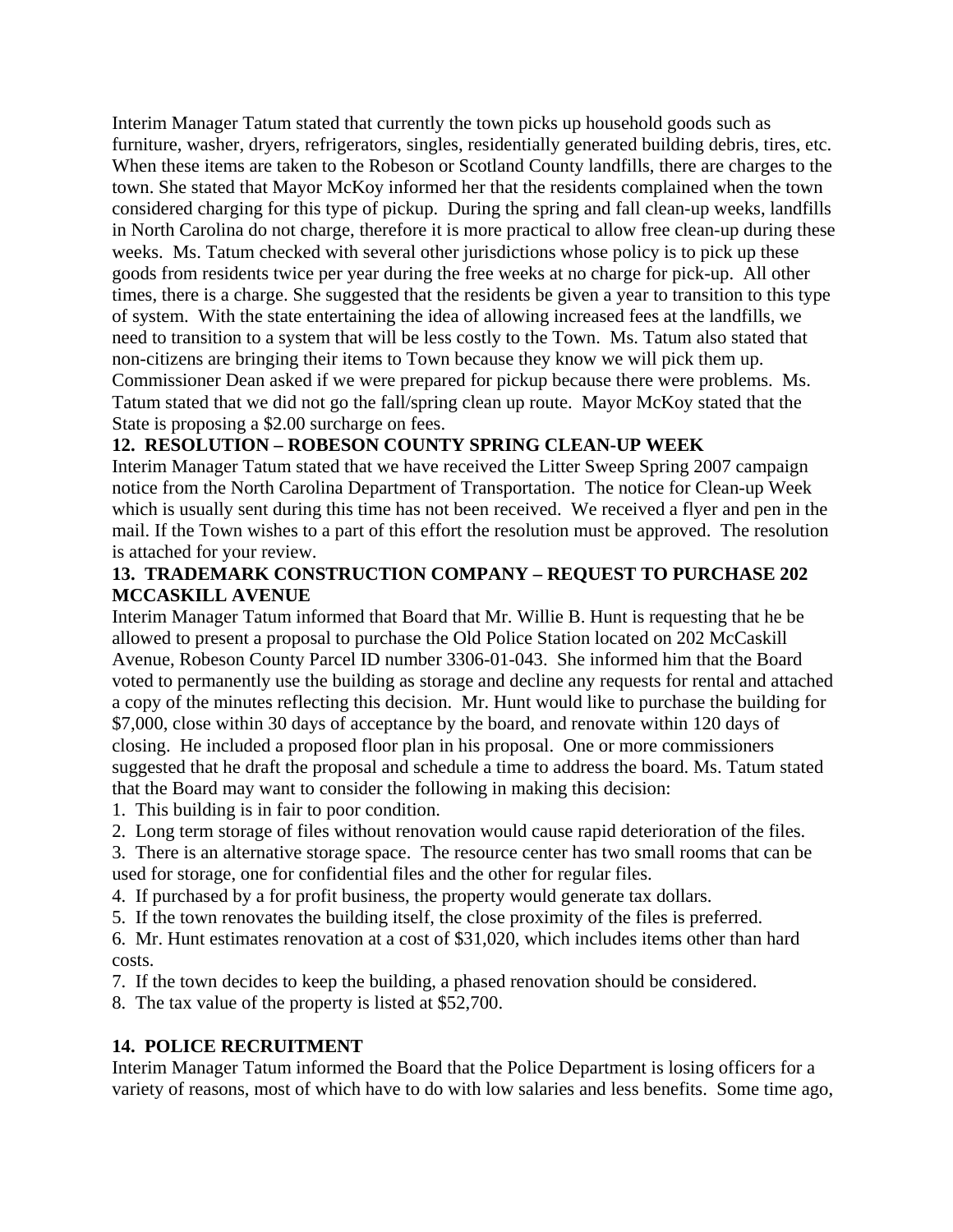Interim Manager Tatum stated that currently the town picks up household goods such as furniture, washer, dryers, refrigerators, singles, residentially generated building debris, tires, etc. When these items are taken to the Robeson or Scotland County landfills, there are charges to the town. She stated that Mayor McKoy informed her that the residents complained when the town considered charging for this type of pickup. During the spring and fall clean-up weeks, landfills in North Carolina do not charge, therefore it is more practical to allow free clean-up during these weeks. Ms. Tatum checked with several other jurisdictions whose policy is to pick up these goods from residents twice per year during the free weeks at no charge for pick-up. All other times, there is a charge. She suggested that the residents be given a year to transition to this type of system. With the state entertaining the idea of allowing increased fees at the landfills, we need to transition to a system that will be less costly to the Town. Ms. Tatum also stated that non-citizens are bringing their items to Town because they know we will pick them up. Commissioner Dean asked if we were prepared for pickup because there were problems. Ms. Tatum stated that we did not go the fall/spring clean up route. Mayor McKoy stated that the State is proposing a $2.00 surcharge on fees.

**12. RESOLUTION – ROBESON COUNTY SPRING CLEAN-UP WEEK**

Interim Manager Tatum stated that we have received the Litter Sweep Spring 2007 campaign notice from the North Carolina Department of Transportation. The notice for Clean-up Week which is usually sent during this time has not been received. We received a flyer and pen in the mail. If the Town wishes to a part of this effort the resolution must be approved. The resolution is attached for your review.

**13. TRADEMARK CONSTRUCTION COMPANY – REQUEST TO PURCHASE 202 MCCASKILL AVENUE**

Interim Manager Tatum informed that Board that Mr. Willie B. Hunt is requesting that he be allowed to present a proposal to purchase the Old Police Station located on 202 McCaskill Avenue, Robeson County Parcel ID number 3306-01-043. She informed him that the Board voted to permanently use the building as storage and decline any requests for rental and attached a copy of the minutes reflecting this decision. Mr. Hunt would like to purchase the building for $7,000, close within 30 days of acceptance by the board, and renovate within 120 days of closing. He included a proposed floor plan in his proposal. One or more commissioners suggested that he draft the proposal and schedule a time to address the board. Ms. Tatum stated that the Board may want to consider the following in making this decision:

1. This building is in fair to poor condition.
2. Long term storage of files without renovation would cause rapid deterioration of the files.
3. There is an alternative storage space. The resource center has two small rooms that can be used for storage, one for confidential files and the other for regular files.
4. If purchased by a for profit business, the property would generate tax dollars.
5. If the town renovates the building itself, the close proximity of the files is preferred.
6. Mr. Hunt estimates renovation at a cost of $31,020, which includes items other than hard costs.
7. If the town decides to keep the building, a phased renovation should be considered.
8. The tax value of the property is listed at $52,700.

**14. POLICE RECRUITMENT**

Interim Manager Tatum informed the Board that the Police Department is losing officers for a variety of reasons, most of which have to do with low salaries and less benefits. Some time ago,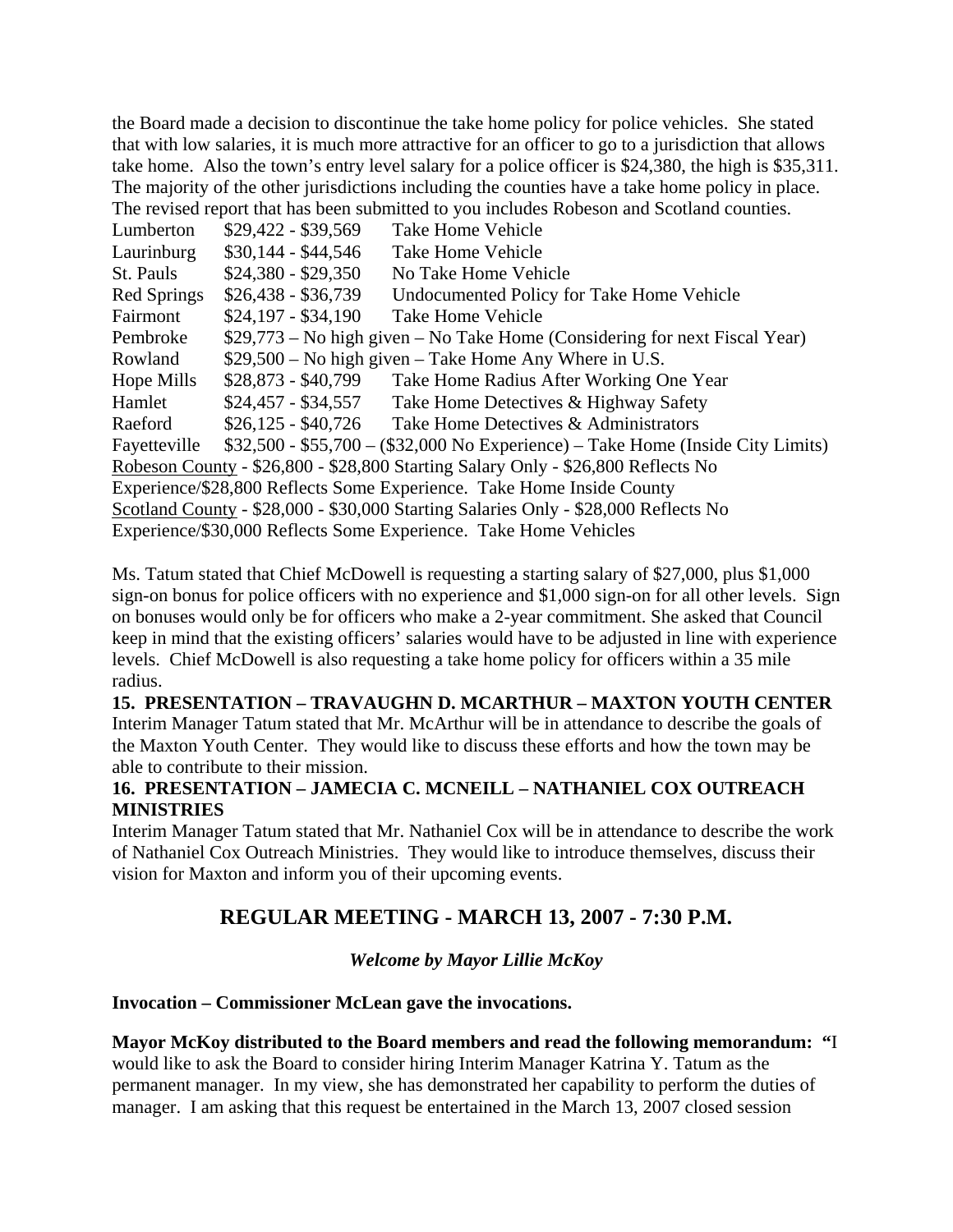the Board made a decision to discontinue the take home policy for police vehicles. She stated that with low salaries, it is much more attractive for an officer to go to a jurisdiction that allows take home. Also the town's entry level salary for a police officer is $24,380, the high is $35,311. The majority of the other jurisdictions including the counties have a take home policy in place. The revised report that has been submitted to you includes Robeson and Scotland counties.

| | | |
|---|---|---|
| Lumberton | $29,422 - $39,569 | Take Home Vehicle |
| Laurinburg | $30,144 - $44,546 | Take Home Vehicle |
| St. Pauls | $24,380 - $29,350 | No Take Home Vehicle |
| Red Springs | $26,438 - $36,739 | Undocumented Policy for Take Home Vehicle |
| Fairmont | $24,197 - $34,190 | Take Home Vehicle |
| Pembroke | $29,773 – No high given – No Take Home (Considering for next Fiscal Year) | |
| Rowland | $29,500 – No high given – Take Home Any Where in U.S. | |
| Hope Mills | $28,873 - $40,799 | Take Home Radius After Working One Year |
| Hamlet | $24,457 - $34,557 | Take Home Detectives & Highway Safety |
| Raeford | $26,125 - $40,726 | Take Home Detectives & Administrators |
| Fayetteville | $32,500 - $55,700 – ($32,000 No Experience) – Take Home (Inside City Limits) | |

<u>Robeson County</u> - $26,800 - $28,800 Starting Salary Only - $26,800 Reflects No Experience/$28,800 Reflects Some Experience. Take Home Inside County

<u>Scotland County</u> - $28,000 - $30,000 Starting Salaries Only - $28,000 Reflects No Experience/$30,000 Reflects Some Experience. Take Home Vehicles

Ms. Tatum stated that Chief McDowell is requesting a starting salary of $27,000, plus $1,000 sign-on bonus for police officers with no experience and $1,000 sign-on for all other levels. Sign on bonuses would only be for officers who make a 2-year commitment. She asked that Council keep in mind that the existing officers' salaries would have to be adjusted in line with experience levels. Chief McDowell is also requesting a take home policy for officers within a 35 mile radius.

**15. PRESENTATION – TRAVAUGHN D. MCARTHUR – MAXTON YOUTH CENTER**

Interim Manager Tatum stated that Mr. McArthur will be in attendance to describe the goals of the Maxton Youth Center. They would like to discuss these efforts and how the town may be able to contribute to their mission.

**16. PRESENTATION – JAMECIA C. MCNEILL – NATHANIEL COX OUTREACH MINISTRIES**

Interim Manager Tatum stated that Mr. Nathaniel Cox will be in attendance to describe the work of Nathaniel Cox Outreach Ministries. They would like to introduce themselves, discuss their vision for Maxton and inform you of their upcoming events.

## REGULAR MEETING - MARCH 13, 2007 - 7:30 P.M.

***Welcome by Mayor Lillie McKoy***

**Invocation – Commissioner McLean gave the invocations.**

**Mayor McKoy distributed to the Board members and read the following memorandum: "**I would like to ask the Board to consider hiring Interim Manager Katrina Y. Tatum as the permanent manager. In my view, she has demonstrated her capability to perform the duties of manager. I am asking that this request be entertained in the March 13, 2007 closed session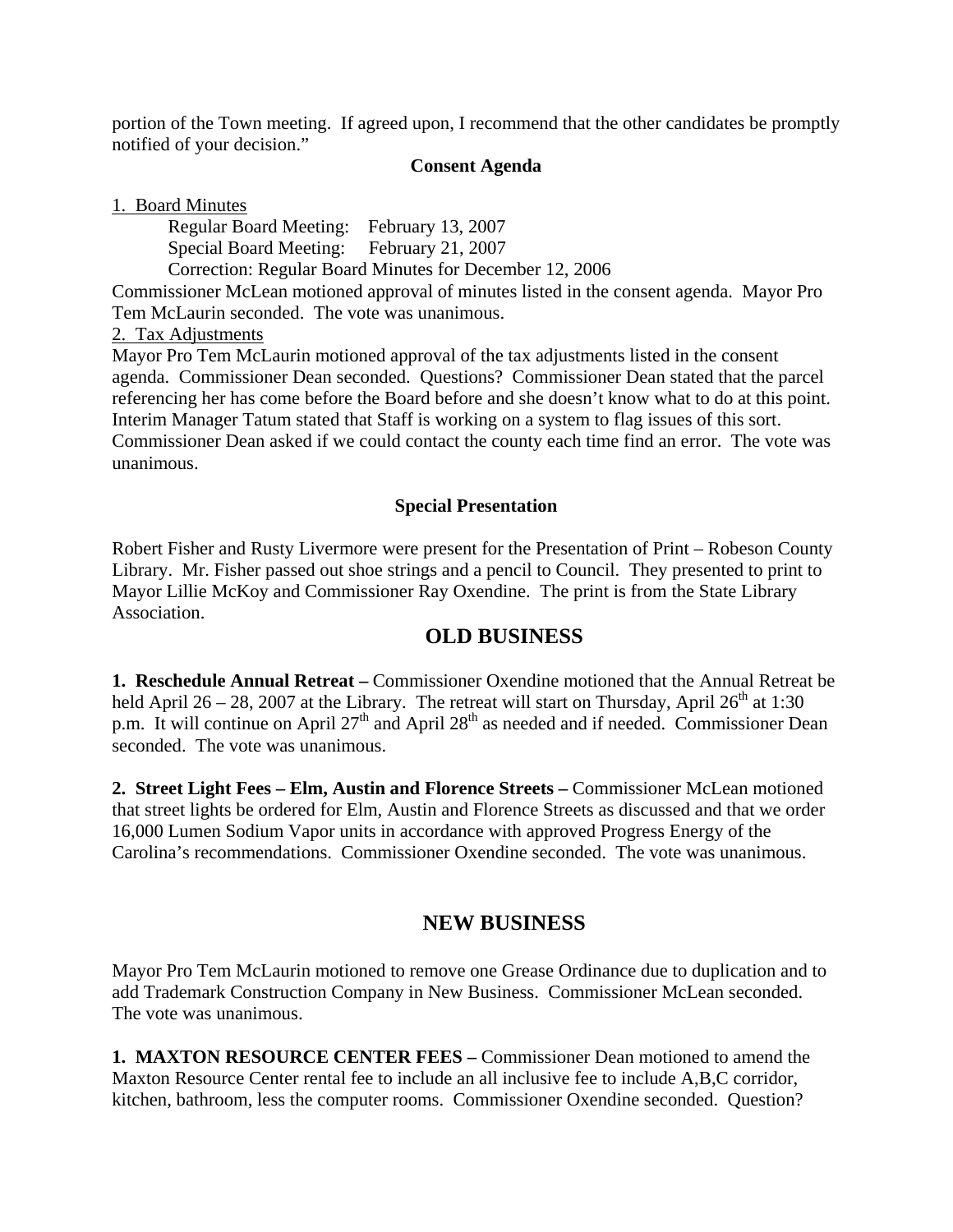portion of the Town meeting. If agreed upon, I recommend that the other candidates be promptly notified of your decision."

**Consent Agenda**

1. Board Minutes

Regular Board Meeting: February 13, 2007
Special Board Meeting: February 21, 2007
Correction: Regular Board Minutes for December 12, 2006

Commissioner McLean motioned approval of minutes listed in the consent agenda. Mayor Pro Tem McLaurin seconded. The vote was unanimous.

2. Tax Adjustments

Mayor Pro Tem McLaurin motioned approval of the tax adjustments listed in the consent agenda. Commissioner Dean seconded. Questions? Commissioner Dean stated that the parcel referencing her has come before the Board before and she doesn't know what to do at this point. Interim Manager Tatum stated that Staff is working on a system to flag issues of this sort. Commissioner Dean asked if we could contact the county each time find an error. The vote was unanimous.

**Special Presentation**

Robert Fisher and Rusty Livermore were present for the Presentation of Print – Robeson County Library. Mr. Fisher passed out shoe strings and a pencil to Council. They presented to print to Mayor Lillie McKoy and Commissioner Ray Oxendine. The print is from the State Library Association.

## OLD BUSINESS

**1. Reschedule Annual Retreat –** Commissioner Oxendine motioned that the Annual Retreat be held April 26 – 28, 2007 at the Library. The retreat will start on Thursday, April 26th at 1:30 p.m. It will continue on April 27th and April 28th as needed and if needed. Commissioner Dean seconded. The vote was unanimous.

**2. Street Light Fees – Elm, Austin and Florence Streets –** Commissioner McLean motioned that street lights be ordered for Elm, Austin and Florence Streets as discussed and that we order 16,000 Lumen Sodium Vapor units in accordance with approved Progress Energy of the Carolina's recommendations. Commissioner Oxendine seconded. The vote was unanimous.

## NEW BUSINESS

Mayor Pro Tem McLaurin motioned to remove one Grease Ordinance due to duplication and to add Trademark Construction Company in New Business. Commissioner McLean seconded. The vote was unanimous.

**1. MAXTON RESOURCE CENTER FEES –** Commissioner Dean motioned to amend the Maxton Resource Center rental fee to include an all inclusive fee to include A,B,C corridor, kitchen, bathroom, less the computer rooms. Commissioner Oxendine seconded. Question?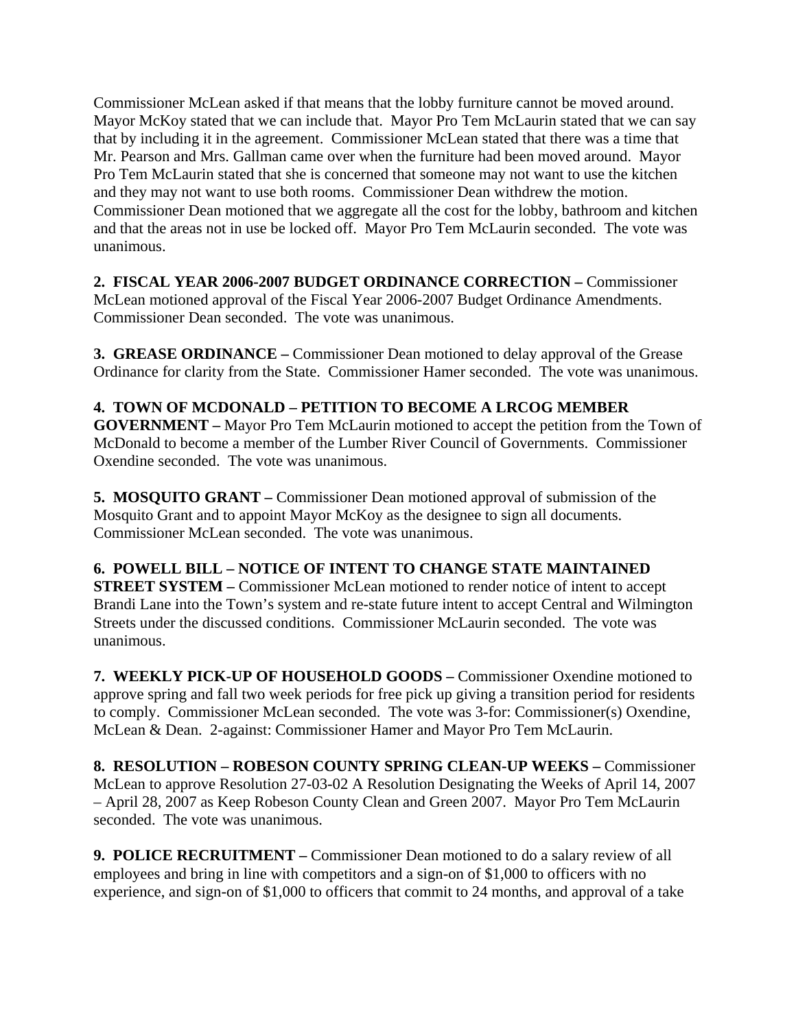Commissioner McLean asked if that means that the lobby furniture cannot be moved around. Mayor McKoy stated that we can include that. Mayor Pro Tem McLaurin stated that we can say that by including it in the agreement. Commissioner McLean stated that there was a time that Mr. Pearson and Mrs. Gallman came over when the furniture had been moved around. Mayor Pro Tem McLaurin stated that she is concerned that someone may not want to use the kitchen and they may not want to use both rooms. Commissioner Dean withdrew the motion. Commissioner Dean motioned that we aggregate all the cost for the lobby, bathroom and kitchen and that the areas not in use be locked off. Mayor Pro Tem McLaurin seconded. The vote was unanimous.

**2. FISCAL YEAR 2006-2007 BUDGET ORDINANCE CORRECTION –** Commissioner McLean motioned approval of the Fiscal Year 2006-2007 Budget Ordinance Amendments. Commissioner Dean seconded. The vote was unanimous.

**3. GREASE ORDINANCE –** Commissioner Dean motioned to delay approval of the Grease Ordinance for clarity from the State. Commissioner Hamer seconded. The vote was unanimous.

**4. TOWN OF MCDONALD – PETITION TO BECOME A LRCOG MEMBER GOVERNMENT –** Mayor Pro Tem McLaurin motioned to accept the petition from the Town of McDonald to become a member of the Lumber River Council of Governments. Commissioner Oxendine seconded. The vote was unanimous.

**5. MOSQUITO GRANT –** Commissioner Dean motioned approval of submission of the Mosquito Grant and to appoint Mayor McKoy as the designee to sign all documents. Commissioner McLean seconded. The vote was unanimous.

**6. POWELL BILL – NOTICE OF INTENT TO CHANGE STATE MAINTAINED STREET SYSTEM –** Commissioner McLean motioned to render notice of intent to accept Brandi Lane into the Town's system and re-state future intent to accept Central and Wilmington Streets under the discussed conditions. Commissioner McLaurin seconded. The vote was unanimous.

**7. WEEKLY PICK-UP OF HOUSEHOLD GOODS –** Commissioner Oxendine motioned to approve spring and fall two week periods for free pick up giving a transition period for residents to comply. Commissioner McLean seconded. The vote was 3-for: Commissioner(s) Oxendine, McLean & Dean. 2-against: Commissioner Hamer and Mayor Pro Tem McLaurin.

**8. RESOLUTION – ROBESON COUNTY SPRING CLEAN-UP WEEKS –** Commissioner McLean to approve Resolution 27-03-02 A Resolution Designating the Weeks of April 14, 2007 – April 28, 2007 as Keep Robeson County Clean and Green 2007. Mayor Pro Tem McLaurin seconded. The vote was unanimous.

**9. POLICE RECRUITMENT –** Commissioner Dean motioned to do a salary review of all employees and bring in line with competitors and a sign-on of $1,000 to officers with no experience, and sign-on of $1,000 to officers that commit to 24 months, and approval of a take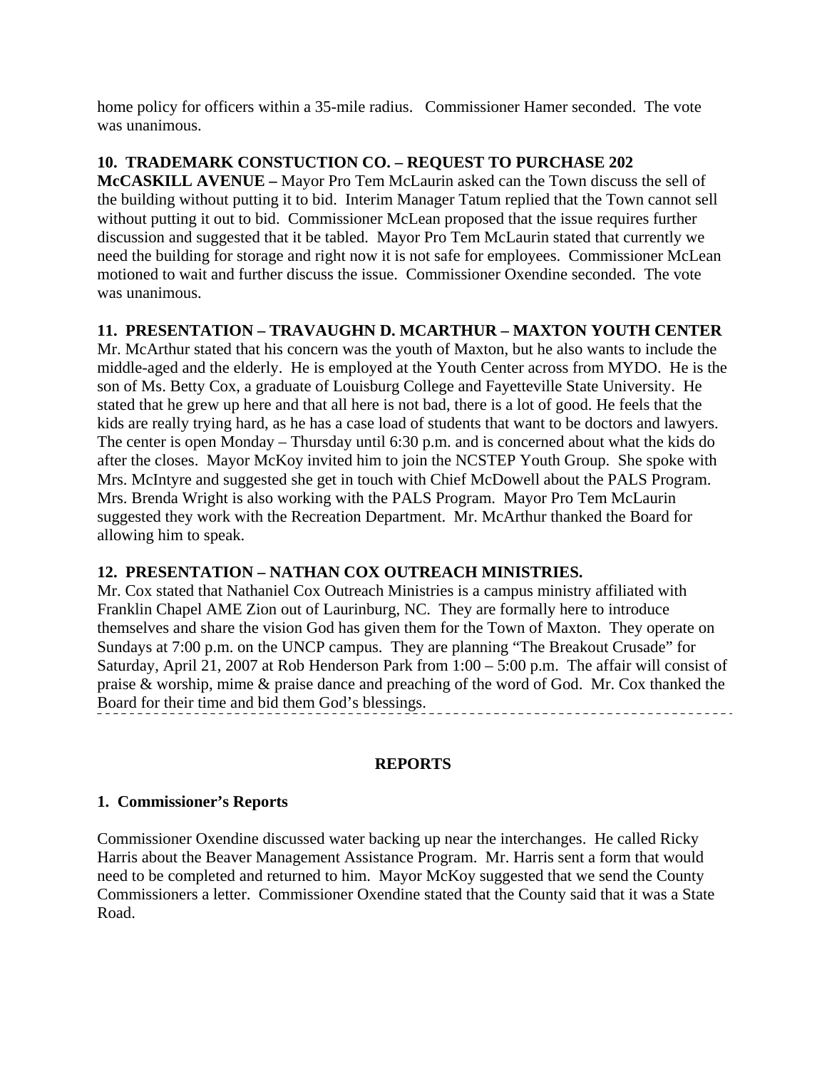home policy for officers within a 35-mile radius. Commissioner Hamer seconded. The vote was unanimous.

**10. TRADEMARK CONSTUCTION CO. – REQUEST TO PURCHASE 202 McCASKILL AVENUE –** Mayor Pro Tem McLaurin asked can the Town discuss the sell of the building without putting it to bid. Interim Manager Tatum replied that the Town cannot sell without putting it out to bid. Commissioner McLean proposed that the issue requires further discussion and suggested that it be tabled. Mayor Pro Tem McLaurin stated that currently we need the building for storage and right now it is not safe for employees. Commissioner McLean motioned to wait and further discuss the issue. Commissioner Oxendine seconded. The vote was unanimous.

**11. PRESENTATION – TRAVAUGHN D. MCARTHUR – MAXTON YOUTH CENTER**
Mr. McArthur stated that his concern was the youth of Maxton, but he also wants to include the middle-aged and the elderly. He is employed at the Youth Center across from MYDO. He is the son of Ms. Betty Cox, a graduate of Louisburg College and Fayetteville State University. He stated that he grew up here and that all here is not bad, there is a lot of good. He feels that the kids are really trying hard, as he has a case load of students that want to be doctors and lawyers. The center is open Monday – Thursday until 6:30 p.m. and is concerned about what the kids do after the closes. Mayor McKoy invited him to join the NCSTEP Youth Group. She spoke with Mrs. McIntyre and suggested she get in touch with Chief McDowell about the PALS Program. Mrs. Brenda Wright is also working with the PALS Program. Mayor Pro Tem McLaurin suggested they work with the Recreation Department. Mr. McArthur thanked the Board for allowing him to speak.

**12. PRESENTATION – NATHAN COX OUTREACH MINISTRIES.**
Mr. Cox stated that Nathaniel Cox Outreach Ministries is a campus ministry affiliated with Franklin Chapel AME Zion out of Laurinburg, NC. They are formally here to introduce themselves and share the vision God has given them for the Town of Maxton. They operate on Sundays at 7:00 p.m. on the UNCP campus. They are planning "The Breakout Crusade" for Saturday, April 21, 2007 at Rob Henderson Park from 1:00 – 5:00 p.m. The affair will consist of praise & worship, mime & praise dance and preaching of the word of God. Mr. Cox thanked the Board for their time and bid them God's blessings.

---

## REPORTS

**1. Commissioner's Reports**

Commissioner Oxendine discussed water backing up near the interchanges. He called Ricky Harris about the Beaver Management Assistance Program. Mr. Harris sent a form that would need to be completed and returned to him. Mayor McKoy suggested that we send the County Commissioners a letter. Commissioner Oxendine stated that the County said that it was a State Road.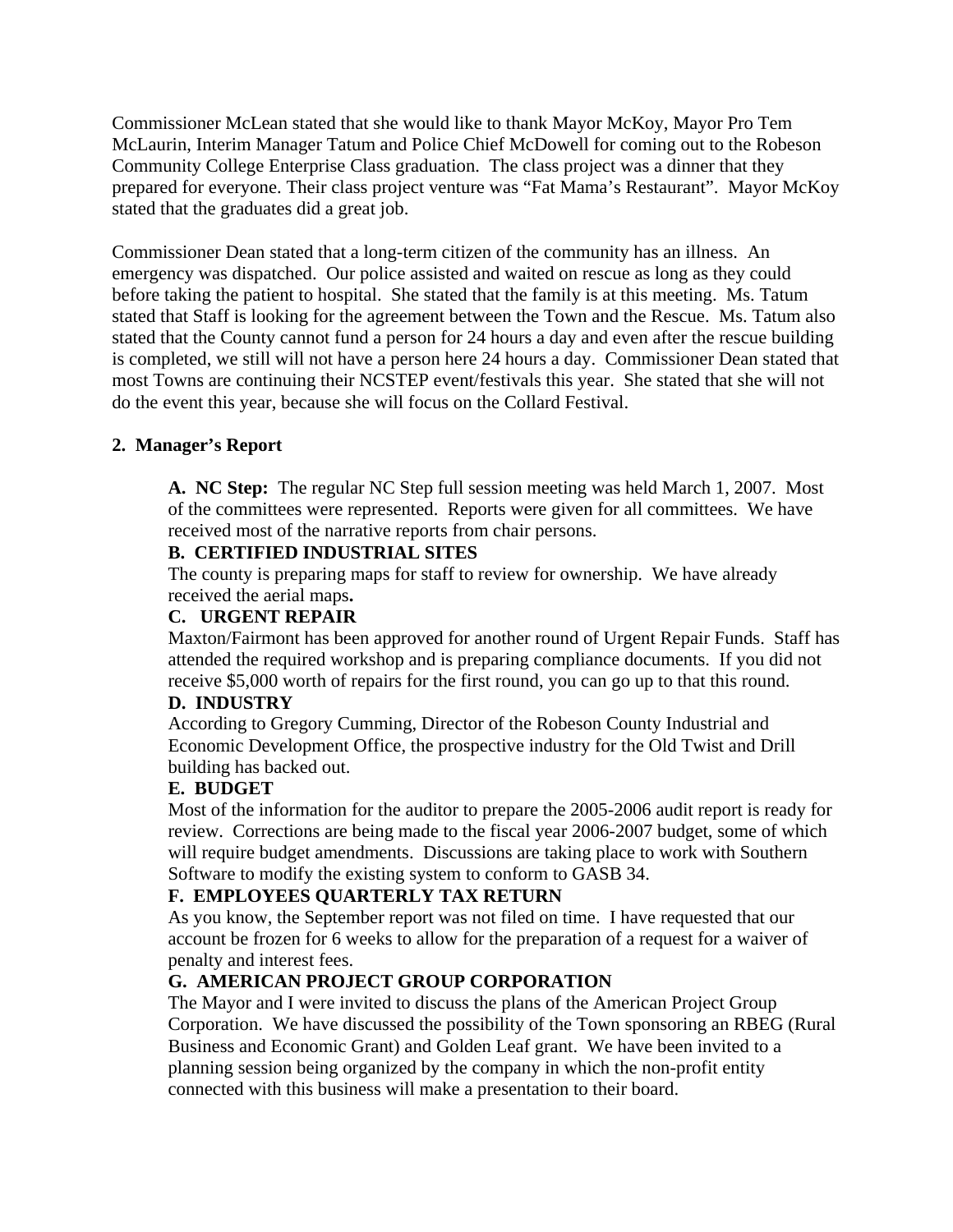Commissioner McLean stated that she would like to thank Mayor McKoy, Mayor Pro Tem McLaurin, Interim Manager Tatum and Police Chief McDowell for coming out to the Robeson Community College Enterprise Class graduation. The class project was a dinner that they prepared for everyone. Their class project venture was "Fat Mama's Restaurant". Mayor McKoy stated that the graduates did a great job.

Commissioner Dean stated that a long-term citizen of the community has an illness. An emergency was dispatched. Our police assisted and waited on rescue as long as they could before taking the patient to hospital. She stated that the family is at this meeting. Ms. Tatum stated that Staff is looking for the agreement between the Town and the Rescue. Ms. Tatum also stated that the County cannot fund a person for 24 hours a day and even after the rescue building is completed, we still will not have a person here 24 hours a day. Commissioner Dean stated that most Towns are continuing their NCSTEP event/festivals this year. She stated that she will not do the event this year, because she will focus on the Collard Festival.

**2. Manager's Report**

**A. NC Step:** The regular NC Step full session meeting was held March 1, 2007. Most of the committees were represented. Reports were given for all committees. We have received most of the narrative reports from chair persons.

**B. CERTIFIED INDUSTRIAL SITES**

The county is preparing maps for staff to review for ownership. We have already received the aerial maps.

**C. URGENT REPAIR**

Maxton/Fairmont has been approved for another round of Urgent Repair Funds. Staff has attended the required workshop and is preparing compliance documents. If you did not receive $5,000 worth of repairs for the first round, you can go up to that this round.

**D. INDUSTRY**

According to Gregory Cumming, Director of the Robeson County Industrial and Economic Development Office, the prospective industry for the Old Twist and Drill building has backed out.

**E. BUDGET**

Most of the information for the auditor to prepare the 2005-2006 audit report is ready for review. Corrections are being made to the fiscal year 2006-2007 budget, some of which will require budget amendments. Discussions are taking place to work with Southern Software to modify the existing system to conform to GASB 34.

**F. EMPLOYEES QUARTERLY TAX RETURN**

As you know, the September report was not filed on time. I have requested that our account be frozen for 6 weeks to allow for the preparation of a request for a waiver of penalty and interest fees.

**G. AMERICAN PROJECT GROUP CORPORATION**

The Mayor and I were invited to discuss the plans of the American Project Group Corporation. We have discussed the possibility of the Town sponsoring an RBEG (Rural Business and Economic Grant) and Golden Leaf grant. We have been invited to a planning session being organized by the company in which the non-profit entity connected with this business will make a presentation to their board.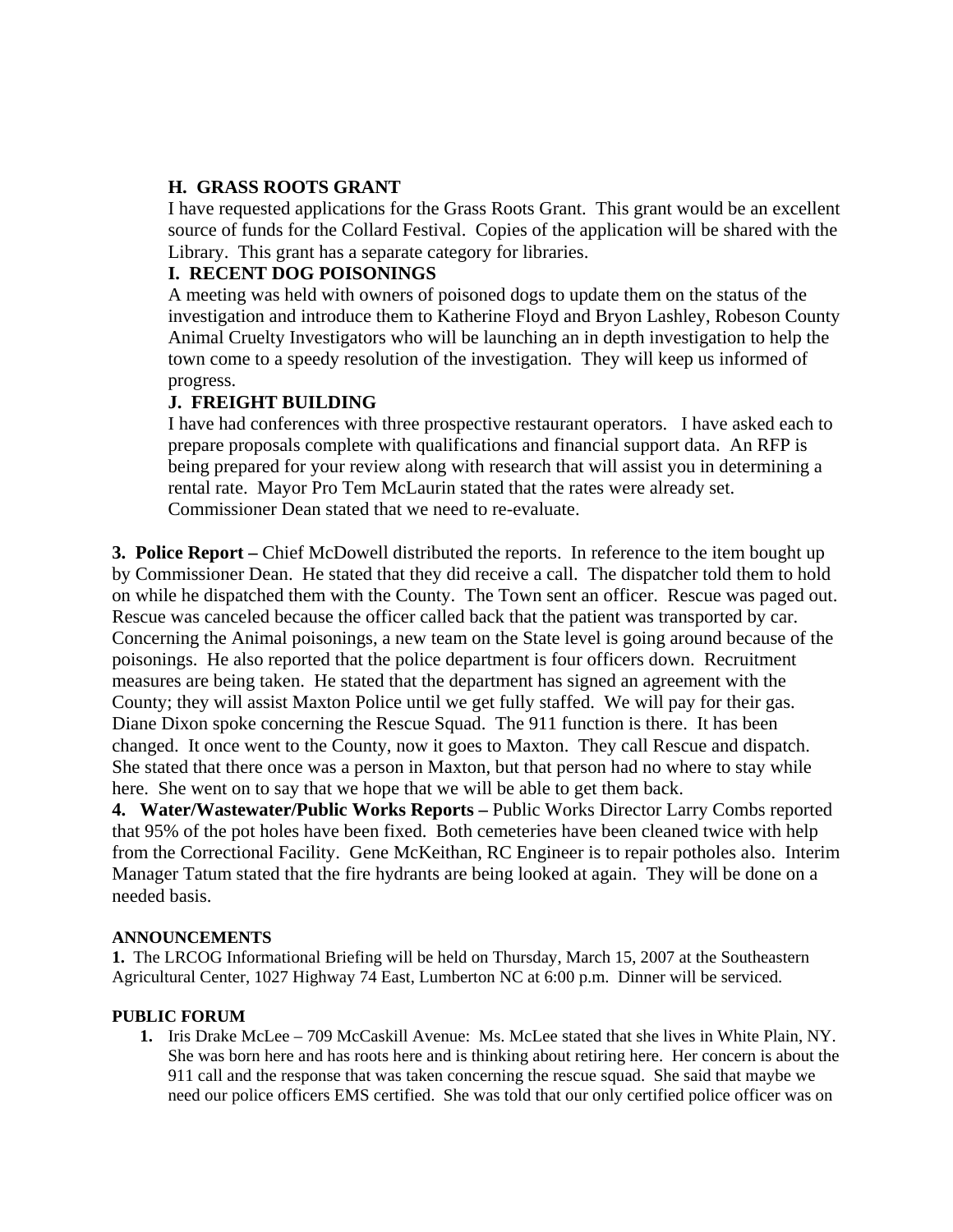**H. GRASS ROOTS GRANT**

I have requested applications for the Grass Roots Grant. This grant would be an excellent source of funds for the Collard Festival. Copies of the application will be shared with the Library. This grant has a separate category for libraries.

**I. RECENT DOG POISONINGS**

A meeting was held with owners of poisoned dogs to update them on the status of the investigation and introduce them to Katherine Floyd and Bryon Lashley, Robeson County Animal Cruelty Investigators who will be launching an in depth investigation to help the town come to a speedy resolution of the investigation. They will keep us informed of progress.

**J. FREIGHT BUILDING**

I have had conferences with three prospective restaurant operators. I have asked each to prepare proposals complete with qualifications and financial support data. An RFP is being prepared for your review along with research that will assist you in determining a rental rate. Mayor Pro Tem McLaurin stated that the rates were already set. Commissioner Dean stated that we need to re-evaluate.

**3. Police Report –** Chief McDowell distributed the reports. In reference to the item bought up by Commissioner Dean. He stated that they did receive a call. The dispatcher told them to hold on while he dispatched them with the County. The Town sent an officer. Rescue was paged out. Rescue was canceled because the officer called back that the patient was transported by car. Concerning the Animal poisonings, a new team on the State level is going around because of the poisonings. He also reported that the police department is four officers down. Recruitment measures are being taken. He stated that the department has signed an agreement with the County; they will assist Maxton Police until we get fully staffed. We will pay for their gas. Diane Dixon spoke concerning the Rescue Squad. The 911 function is there. It has been changed. It once went to the County, now it goes to Maxton. They call Rescue and dispatch. She stated that there once was a person in Maxton, but that person had no where to stay while here. She went on to say that we hope that we will be able to get them back.

**4. Water/Wastewater/Public Works Reports –** Public Works Director Larry Combs reported that 95% of the pot holes have been fixed. Both cemeteries have been cleaned twice with help from the Correctional Facility. Gene McKeithan, RC Engineer is to repair potholes also. Interim Manager Tatum stated that the fire hydrants are being looked at again. They will be done on a needed basis.

**ANNOUNCEMENTS**

**1.** The LRCOG Informational Briefing will be held on Thursday, March 15, 2007 at the Southeastern Agricultural Center, 1027 Highway 74 East, Lumberton NC at 6:00 p.m. Dinner will be serviced.

**PUBLIC FORUM**

1. Iris Drake McLee – 709 McCaskill Avenue: Ms. McLee stated that she lives in White Plain, NY. She was born here and has roots here and is thinking about retiring here. Her concern is about the 911 call and the response that was taken concerning the rescue squad. She said that maybe we need our police officers EMS certified. She was told that our only certified police officer was on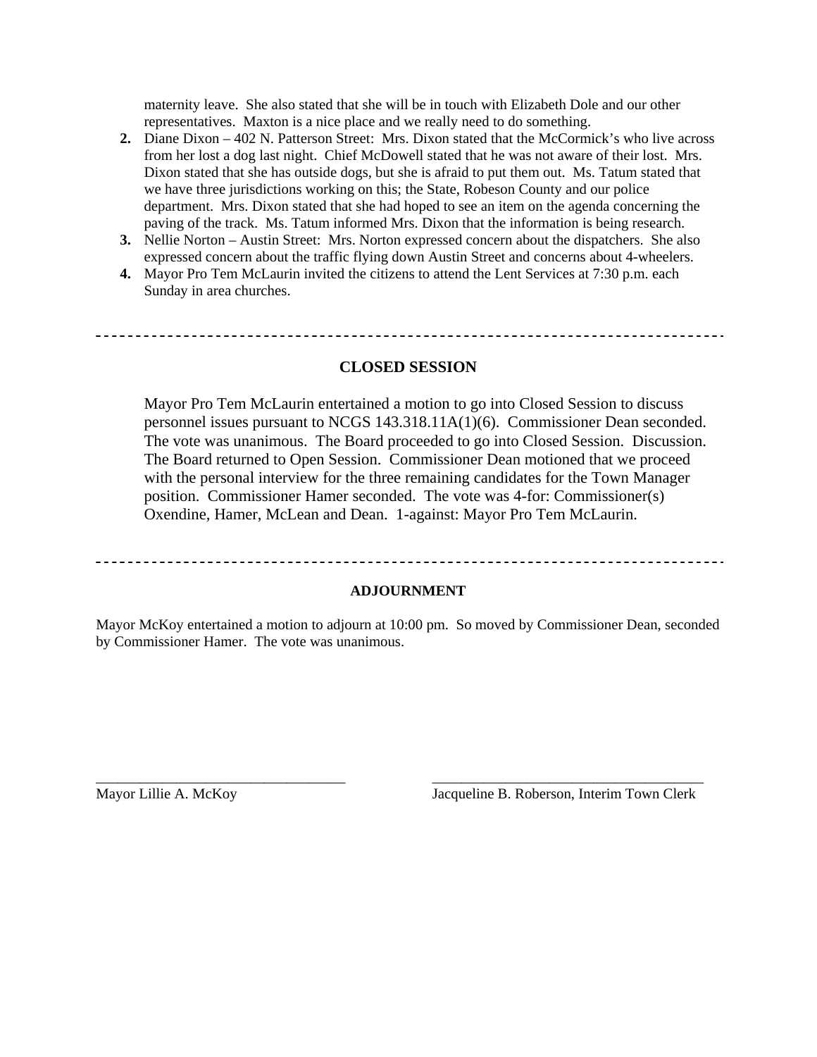maternity leave. She also stated that she will be in touch with Elizabeth Dole and our other representatives. Maxton is a nice place and we really need to do something.

2. Diane Dixon – 402 N. Patterson Street: Mrs. Dixon stated that the McCormick's who live across from her lost a dog last night. Chief McDowell stated that he was not aware of their lost. Mrs. Dixon stated that she has outside dogs, but she is afraid to put them out. Ms. Tatum stated that we have three jurisdictions working on this; the State, Robeson County and our police department. Mrs. Dixon stated that she had hoped to see an item on the agenda concerning the paving of the track. Ms. Tatum informed Mrs. Dixon that the information is being research.
3. Nellie Norton – Austin Street: Mrs. Norton expressed concern about the dispatchers. She also expressed concern about the traffic flying down Austin Street and concerns about 4-wheelers.
4. Mayor Pro Tem McLaurin invited the citizens to attend the Lent Services at 7:30 p.m. each Sunday in area churches.

---

## CLOSED SESSION

Mayor Pro Tem McLaurin entertained a motion to go into Closed Session to discuss personnel issues pursuant to NCGS 143.318.11A(1)(6). Commissioner Dean seconded. The vote was unanimous. The Board proceeded to go into Closed Session. Discussion. The Board returned to Open Session. Commissioner Dean motioned that we proceed with the personal interview for the three remaining candidates for the Town Manager position. Commissioner Hamer seconded. The vote was 4-for: Commissioner(s) Oxendine, Hamer, McLean and Dean. 1-against: Mayor Pro Tem McLaurin.

---

## ADJOURNMENT

Mayor McKoy entertained a motion to adjourn at 10:00 pm. So moved by Commissioner Dean, seconded by Commissioner Hamer. The vote was unanimous.

___________________________________
Mayor Lillie A. McKoy

___________________________________
Jacqueline B. Roberson, Interim Town Clerk